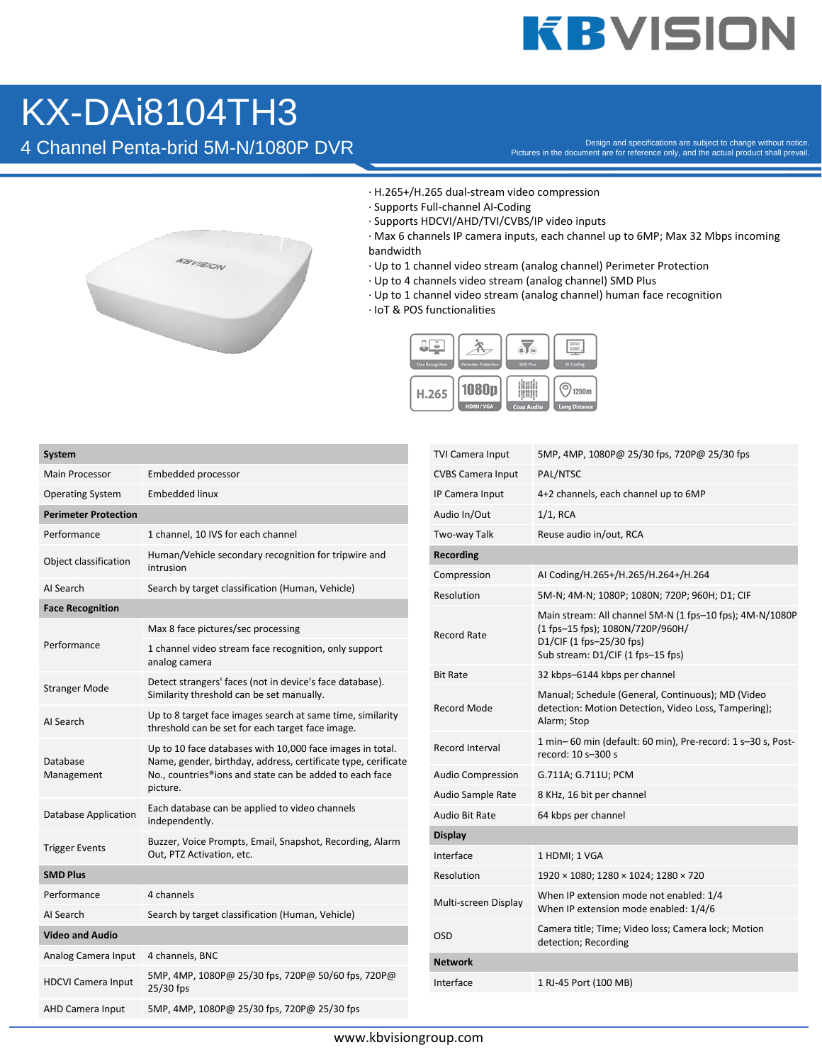# KX-DAi8104TH3

## 4 Channel Penta-brid 5M-N/1080P DVR

Design and specifications are subject to change without notice.
Pictures in the document are for reference only, and the actual product shall prevail.

- H.265+/H.265 dual-stream video compression
- Supports Full-channel AI-Coding
- Supports HDCVI/AHD/TVI/CVBS/IP video inputs
- Max 6 channels IP camera inputs, each channel up to 6MP; Max 32 Mbps incoming bandwidth
- Up to 1 channel video stream (analog channel) Perimeter Protection
- Up to 4 channels video stream (analog channel) SMD Plus
- Up to 1 channel video stream (analog channel) human face recognition
- IoT & POS functionalities

| **System** | |
|---|---|
| Main Processor | Embedded processor |
| Operating System | Embedded linux |
| **Perimeter Protection** | |
| Performance | 1 channel, 10 IVS for each channel |
| Object classification | Human/Vehicle secondary recognition for tripwire and intrusion |
| AI Search | Search by target classification (Human, Vehicle) |
| **Face Recognition** | |
| Performance | Max 8 face pictures/sec processing<br>1 channel video stream face recognition, only support analog camera |
| Stranger Mode | Detect strangers' faces (not in device's face database). Similarity threshold can be set manually. |
| AI Search | Up to 8 target face images search at same time, similarity threshold can be set for each target face image. |
| Database Management | Up to 10 face databases with 10,000 face images in total. Name, gender, birthday, address, certificate type, cerificate No., countries®ions and state can be added to each face picture. |
| Database Application | Each database can be applied to video channels independently. |
| Trigger Events | Buzzer, Voice Prompts, Email, Snapshot, Recording, Alarm Out, PTZ Activation, etc. |
| **SMD Plus** | |
| Performance | 4 channels |
| AI Search | Search by target classification (Human, Vehicle) |
| **Video and Audio** | |
| Analog Camera Input | 4 channels, BNC |
| HDCVI Camera Input | 5MP, 4MP, 1080P@ 25/30 fps, 720P@ 50/60 fps, 720P@ 25/30 fps |
| AHD Camera Input | 5MP, 4MP, 1080P@ 25/30 fps, 720P@ 25/30 fps |
| TVI Camera Input | 5MP, 4MP, 1080P@ 25/30 fps, 720P@ 25/30 fps |
| CVBS Camera Input | PAL/NTSC |
| IP Camera Input | 4+2 channels, each channel up to 6MP |
| Audio In/Out | 1/1, RCA |
| Two-way Talk | Reuse audio in/out, RCA |
| **Recording** | |
| Compression | AI Coding/H.265+/H.265/H.264+/H.264 |
| Resolution | 5M-N; 4M-N; 1080P; 1080N; 720P; 960H; D1; CIF |
| Record Rate | Main stream: All channel 5M-N (1 fps–10 fps); 4M-N/1080P (1 fps–15 fps); 1080N/720P/960H/ D1/CIF (1 fps–25/30 fps)<br>Sub stream: D1/CIF (1 fps–15 fps) |
| Bit Rate | 32 kbps–6144 kbps per channel |
| Record Mode | Manual; Schedule (General, Continuous); MD (Video detection: Motion Detection, Video Loss, Tampering); Alarm; Stop |
| Record Interval | 1 min– 60 min (default: 60 min), Pre-record: 1 s–30 s, Post-record: 10 s–300 s |
| Audio Compression | G.711A; G.711U; PCM |
| Audio Sample Rate | 8 KHz, 16 bit per channel |
| Audio Bit Rate | 64 kbps per channel |
| **Display** | |
| Interface | 1 HDMI; 1 VGA |
| Resolution | 1920 × 1080; 1280 × 1024; 1280 × 720 |
| Multi-screen Display | When IP extension mode not enabled: 1/4<br>When IP extension mode enabled: 1/4/6 |
| OSD | Camera title; Time; Video loss; Camera lock; Motion detection; Recording |
| **Network** | |
| Interface | 1 RJ-45 Port (100 MB) |

www.kbvisiongroup.com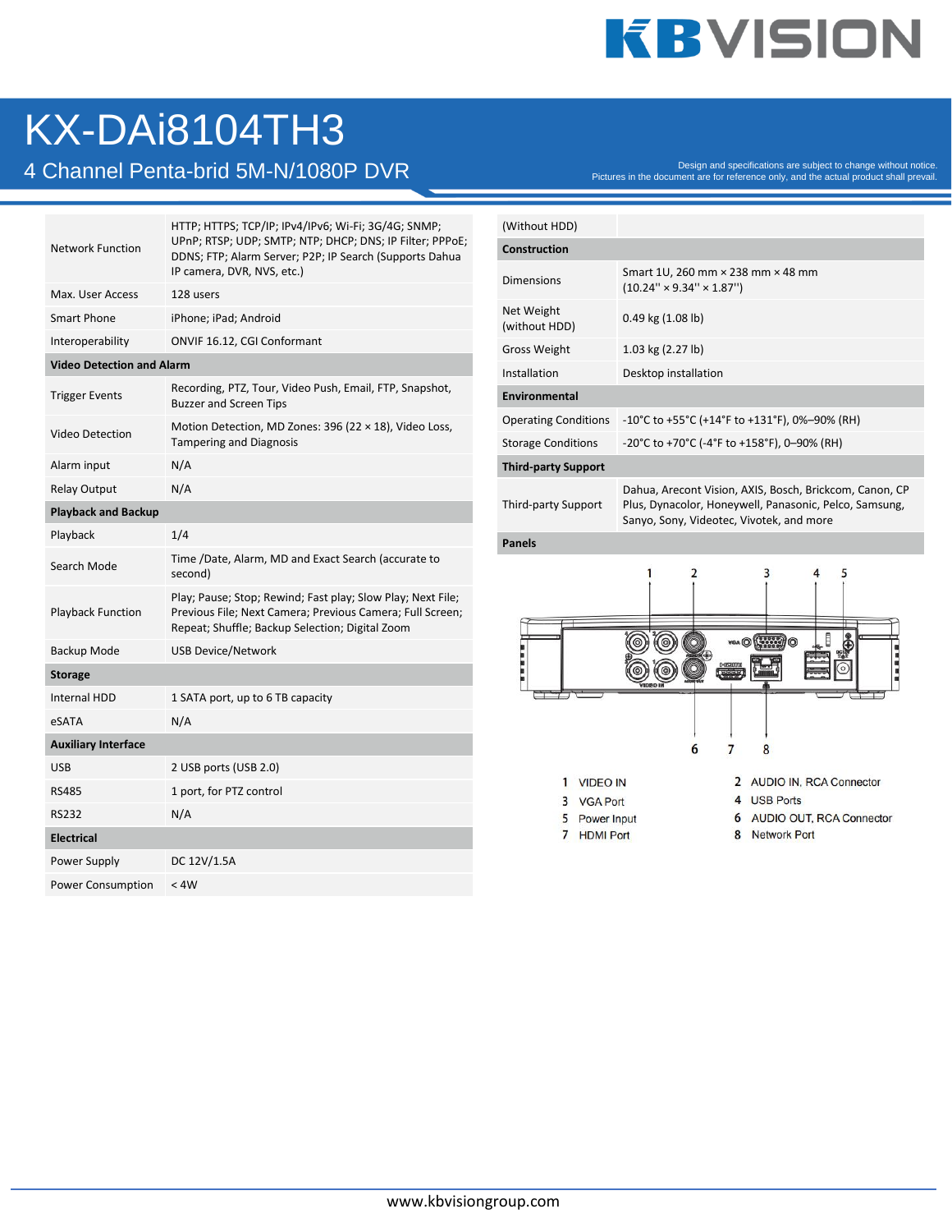# KX-DAi8104TH3

## 4 Channel Penta-brid 5M-N/1080P DVR

Design and specifications are subject to change without notice.
Pictures in the document are for reference only, and the actual product shall prevail.

| | |
|---|---|
| Network Function | HTTP; HTTPS; TCP/IP; IPv4/IPv6; Wi-Fi; 3G/4G; SNMP; UPnP; RTSP; UDP; SMTP; NTP; DHCP; DNS; IP Filter; PPPoE; DDNS; FTP; Alarm Server; P2P; IP Search (Supports Dahua IP camera, DVR, NVS, etc.) |
| Max. User Access | 128 users |
| Smart Phone | iPhone; iPad; Android |
| Interoperability | ONVIF 16.12, CGI Conformant |
| **Video Detection and Alarm** | |
| Trigger Events | Recording, PTZ, Tour, Video Push, Email, FTP, Snapshot, Buzzer and Screen Tips |
| Video Detection | Motion Detection, MD Zones: 396 (22 × 18), Video Loss, Tampering and Diagnosis |
| Alarm input | N/A |
| Relay Output | N/A |
| **Playback and Backup** | |
| Playback | 1/4 |
| Search Mode | Time /Date, Alarm, MD and Exact Search (accurate to second) |
| Playback Function | Play; Pause; Stop; Rewind; Fast play; Slow Play; Next File; Previous File; Next Camera; Previous Camera; Full Screen; Repeat; Shuffle; Backup Selection; Digital Zoom |
| Backup Mode | USB Device/Network |
| **Storage** | |
| Internal HDD | 1 SATA port, up to 6 TB capacity |
| eSATA | N/A |
| **Auxiliary Interface** | |
| USB | 2 USB ports (USB 2.0) |
| RS485 | 1 port, for PTZ control |
| RS232 | N/A |
| **Electrical** | |
| Power Supply | DC 12V/1.5A |
| Power Consumption | < 4W |
| (Without HDD) | |
| **Construction** | |
| Dimensions | Smart 1U, 260 mm × 238 mm × 48 mm (10.24'' × 9.34'' × 1.87'') |
| Net Weight (without HDD) | 0.49 kg (1.08 lb) |
| Gross Weight | 1.03 kg (2.27 lb) |
| Installation | Desktop installation |
| **Environmental** | |
| Operating Conditions | -10°C to +55°C (+14°F to +131°F), 0%–90% (RH) |
| Storage Conditions | -20°C to +70°C (-4°F to +158°F), 0–90% (RH) |
| **Third-party Support** | |
| Third-party Support | Dahua, Arecont Vision, AXIS, Bosch, Brickcom, Canon, CP Plus, Dynacolor, Honeywell, Panasonic, Pelco, Samsung, Sanyo, Sony, Videotec, Vivotek, and more |
| **Panels** | |

1 VIDEO IN
2 AUDIO IN, RCA Connector
3 VGA Port
4 USB Ports
5 Power Input
6 AUDIO OUT, RCA Connector
7 HDMI Port
8 Network Port

www.kbvisiongroup.com